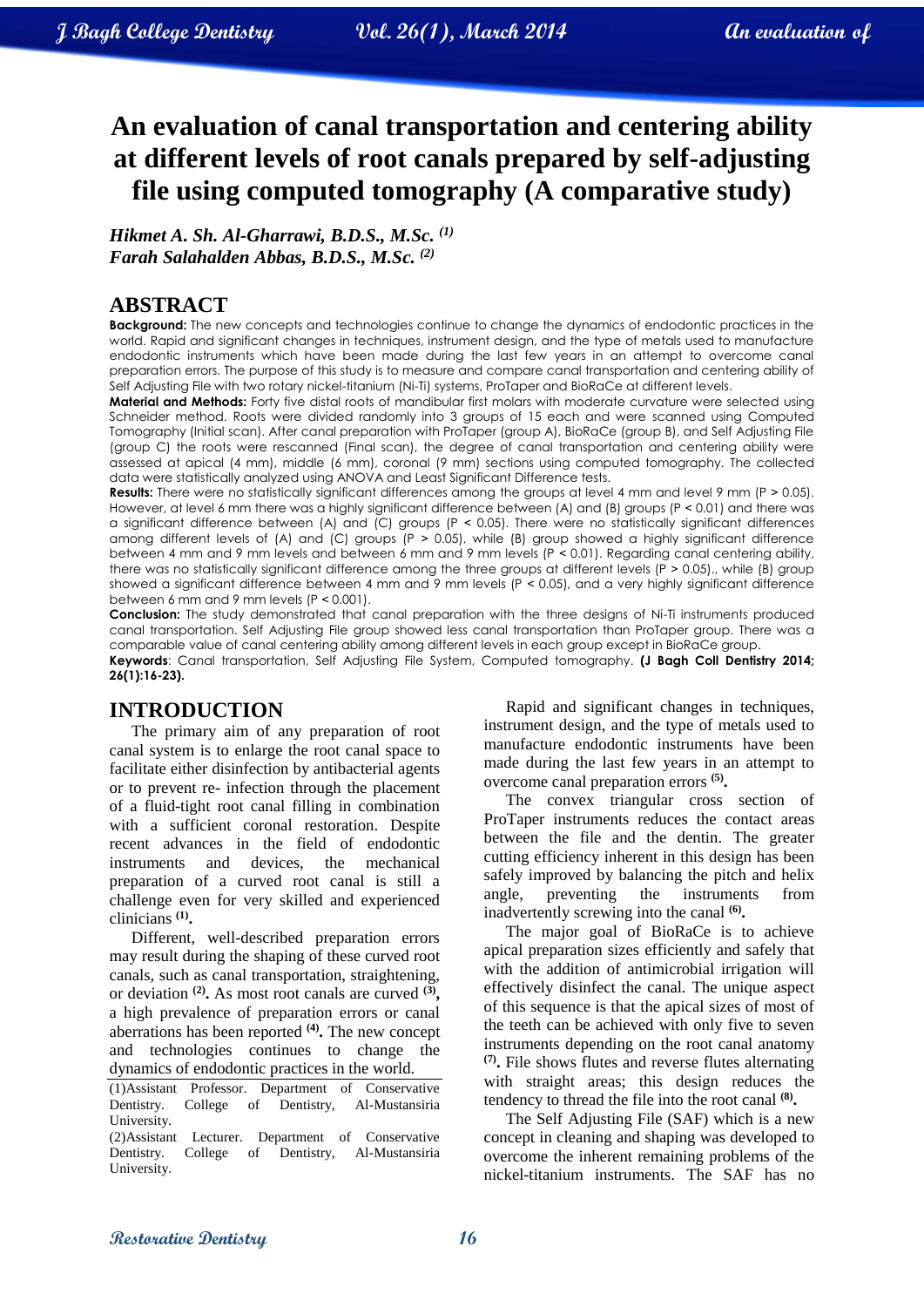# An evaluation of canal transportation and centering ability at different levels of root canals prepared by self-adjusting file using computed tomography (A comparative study)

*Hikmet A. Sh. Al-Gharrawi, B.D.S., M.Sc.* [(1)]
*Farah Salahalden Abbas, B.D.S., M.Sc.* [(2)]

## ABSTRACT

**Background:** The new concepts and technologies continue to change the dynamics of endodontic practices in the world. Rapid and significant changes in techniques, instrument design, and the type of metals used to manufacture endodontic instruments which have been made during the last few years in an attempt to overcome canal preparation errors. The purpose of this study is to measure and compare canal transportation and centering ability of Self Adjusting File with two rotary nickel-titanium (Ni-Ti) systems, ProTaper and BioRaCe at different levels.

**Material and Methods:** Forty five distal roots of mandibular first molars with moderate curvature were selected using Schneider method. Roots were divided randomly into 3 groups of 15 each and were scanned using Computed Tomography (Initial scan). After canal preparation with ProTaper (group A), BioRaCe (group B), and Self Adjusting File (group C) the roots were rescanned (Final scan), the degree of canal transportation and centering ability were assessed at apical (4 mm), middle (6 mm), coronal (9 mm) sections using computed tomography. The collected data were statistically analyzed using ANOVA and Least Significant Difference tests.

**Results:** There were no statistically significant differences among the groups at level 4 mm and level 9 mm ($P > 0.05$). However, at level 6 mm there was a highly significant difference between (A) and (B) groups ($P < 0.01$) and there was a significant difference between (A) and (C) groups ($P < 0.05$). There were no statistically significant differences among different levels of (A) and (C) groups ($P > 0.05$), while (B) group showed a highly significant difference between 4 mm and 9 mm levels and between 6 mm and 9 mm levels ($P < 0.01$). Regarding canal centering ability, there was no statistically significant difference among the three groups at different levels ($P > 0.05$)., while (B) group showed a significant difference between 4 mm and 9 mm levels ($P < 0.05$), and a very highly significant difference between 6 mm and 9 mm levels ($P < 0.001$).

**Conclusion:** The study demonstrated that canal preparation with the three designs of Ni-Ti instruments produced canal transportation. Self Adjusting File group showed less canal transportation than ProTaper group. There was a comparable value of canal centering ability among different levels in each group except in BioRaCe group.

**Keywords**: Canal transportation, Self Adjusting File System, Computed tomography. **(J Bagh Coll Dentistry 2014; 26(1):16-23).**

## INTRODUCTION

The primary aim of any preparation of root canal system is to enlarge the root canal space to facilitate either disinfection by antibacterial agents or to prevent re- infection through the placement of a fluid-tight root canal filling in combination with a sufficient coronal restoration. Despite recent advances in the field of endodontic instruments and devices, the mechanical preparation of a curved root canal is still a challenge even for very skilled and experienced clinicians [(1)].

Different, well-described preparation errors may result during the shaping of these curved root canals, such as canal transportation, straightening, or deviation [(2)]. As most root canals are curved [(3)], a high prevalence of preparation errors or canal aberrations has been reported [(4)]. The new concept and technologies continues to change the dynamics of endodontic practices in the world.

(1)Assistant Professor. Department of Conservative Dentistry. College of Dentistry, Al-Mustansiria University.
(2)Assistant Lecturer. Department of Conservative Dentistry. College of Dentistry, Al-Mustansiria University.

Rapid and significant changes in techniques, instrument design, and the type of metals used to manufacture endodontic instruments have been made during the last few years in an attempt to overcome canal preparation errors [(5)].

The convex triangular cross section of ProTaper instruments reduces the contact areas between the file and the dentin. The greater cutting efficiency inherent in this design has been safely improved by balancing the pitch and helix angle, preventing the instruments from inadvertently screwing into the canal [(6)].

The major goal of BioRaCe is to achieve apical preparation sizes efficiently and safely that with the addition of antimicrobial irrigation will effectively disinfect the canal. The unique aspect of this sequence is that the apical sizes of most of the teeth can be achieved with only five to seven instruments depending on the root canal anatomy [(7)]. File shows flutes and reverse flutes alternating with straight areas; this design reduces the tendency to thread the file into the root canal [(8)].

The Self Adjusting File (SAF) which is a new concept in cleaning and shaping was developed to overcome the inherent remaining problems of the nickel-titanium instruments. The SAF has no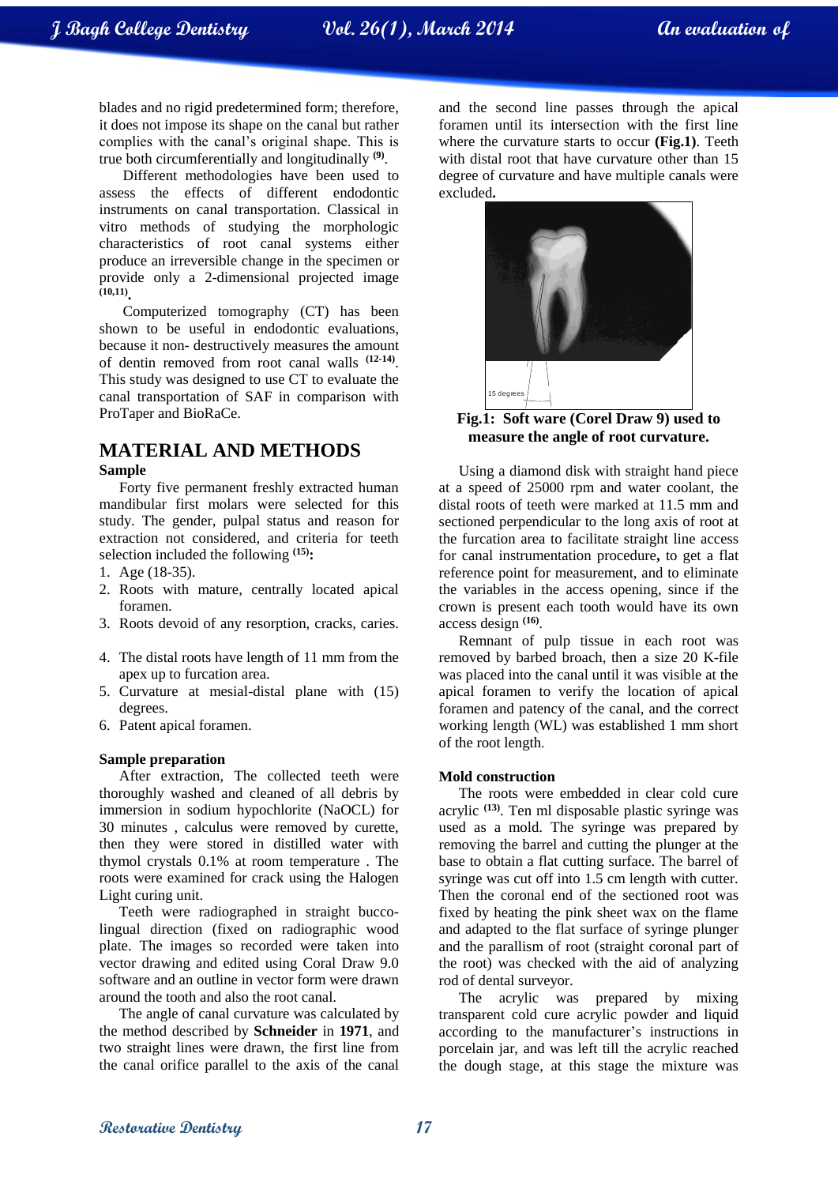blades and no rigid predetermined form; therefore, it does not impose its shape on the canal but rather complies with the canal's original shape. This is true both circumferentially and longitudinally [9].

Different methodologies have been used to assess the effects of different endodontic instruments on canal transportation. Classical in vitro methods of studying the morphologic characteristics of root canal systems either produce an irreversible change in the specimen or provide only a 2-dimensional projected image [10,11].

Computerized tomography (CT) has been shown to be useful in endodontic evaluations, because it non- destructively measures the amount of dentin removed from root canal walls [12-14]. This study was designed to use CT to evaluate the canal transportation of SAF in comparison with ProTaper and BioRaCe.

## MATERIAL AND METHODS

### Sample

Forty five permanent freshly extracted human mandibular first molars were selected for this study. The gender, pulpal status and reason for extraction not considered, and criteria for teeth selection included the following [15]:

1. Age (18-35).
2. Roots with mature, centrally located apical foramen.
3. Roots devoid of any resorption, cracks, caries.
4. The distal roots have length of 11 mm from the apex up to furcation area.
5. Curvature at mesial-distal plane with (15) degrees.
6. Patent apical foramen.

### Sample preparation

After extraction, The collected teeth were thoroughly washed and cleaned of all debris by immersion in sodium hypochlorite (NaOCL) for 30 minutes , calculus were removed by curette, then they were stored in distilled water with thymol crystals 0.1% at room temperature . The roots were examined for crack using the Halogen Light curing unit.

Teeth were radiographed in straight bucco-lingual direction (fixed on radiographic wood plate. The images so recorded were taken into vector drawing and edited using Coral Draw 9.0 software and an outline in vector form were drawn around the tooth and also the root canal.

The angle of canal curvature was calculated by the method described by **Schneider** in **1971**, and two straight lines were drawn, the first line from the canal orifice parallel to the axis of the canal and the second line passes through the apical foramen until its intersection with the first line where the curvature starts to occur **(Fig.1)**. Teeth with distal root that have curvature other than 15 degree of curvature and have multiple canals were excluded.

**Fig.1: Soft ware (Corel Draw 9) used to measure the angle of root curvature.**

Using a diamond disk with straight hand piece at a speed of 25000 rpm and water coolant, the distal roots of teeth were marked at 11.5 mm and sectioned perpendicular to the long axis of root at the furcation area to facilitate straight line access for canal instrumentation procedure, to get a flat reference point for measurement, and to eliminate the variables in the access opening, since if the crown is present each tooth would have its own access design [16].

Remnant of pulp tissue in each root was removed by barbed broach, then a size 20 K-file was placed into the canal until it was visible at the apical foramen to verify the location of apical foramen and patency of the canal, and the correct working length (WL) was established 1 mm short of the root length.

### Mold construction

The roots were embedded in clear cold cure acrylic [13]. Ten ml disposable plastic syringe was used as a mold. The syringe was prepared by removing the barrel and cutting the plunger at the base to obtain a flat cutting surface. The barrel of syringe was cut off into 1.5 cm length with cutter. Then the coronal end of the sectioned root was fixed by heating the pink sheet wax on the flame and adapted to the flat surface of syringe plunger and the parallism of root (straight coronal part of the root) was checked with the aid of analyzing rod of dental surveyor.

The acrylic was prepared by mixing transparent cold cure acrylic powder and liquid according to the manufacturer's instructions in porcelain jar, and was left till the acrylic reached the dough stage, at this stage the mixture was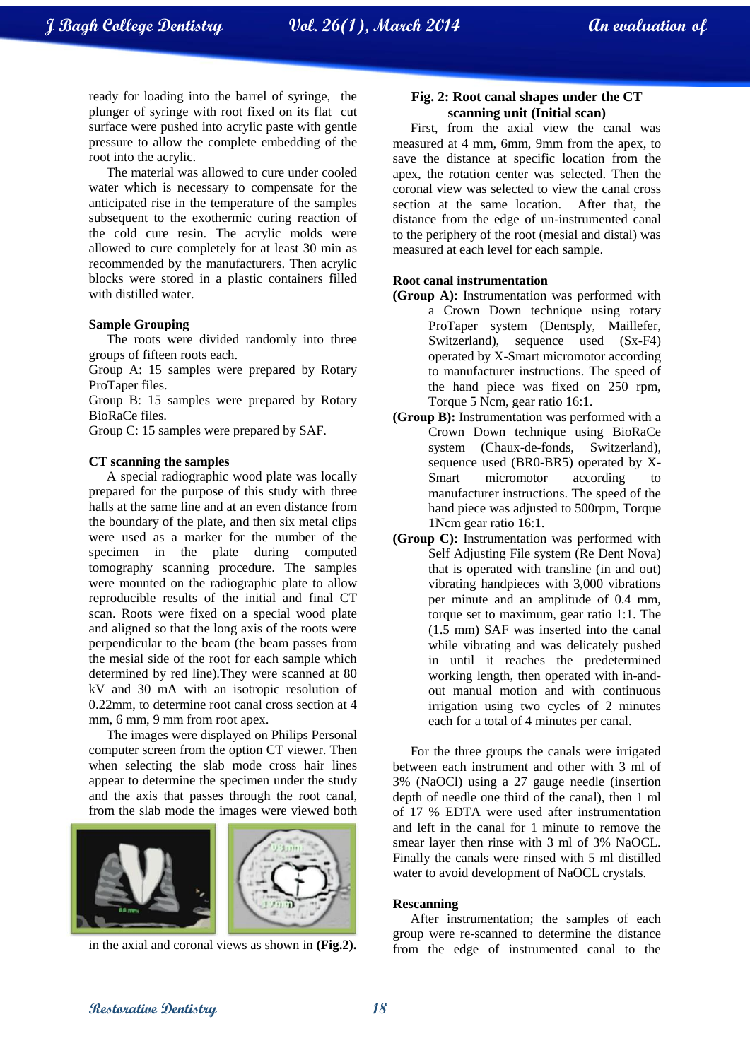ready for loading into the barrel of syringe, the plunger of syringe with root fixed on its flat cut surface were pushed into acrylic paste with gentle pressure to allow the complete embedding of the root into the acrylic.

The material was allowed to cure under cooled water which is necessary to compensate for the anticipated rise in the temperature of the samples subsequent to the exothermic curing reaction of the cold cure resin. The acrylic molds were allowed to cure completely for at least 30 min as recommended by the manufacturers. Then acrylic blocks were stored in a plastic containers filled with distilled water.

**Sample Grouping**

The roots were divided randomly into three groups of fifteen roots each.

Group A: 15 samples were prepared by Rotary ProTaper files.

Group B: 15 samples were prepared by Rotary BioRaCe files.

Group C: 15 samples were prepared by SAF.

**CT scanning the samples**

A special radiographic wood plate was locally prepared for the purpose of this study with three halls at the same line and at an even distance from the boundary of the plate, and then six metal clips were used as a marker for the number of the specimen in the plate during computed tomography scanning procedure. The samples were mounted on the radiographic plate to allow reproducible results of the initial and final CT scan. Roots were fixed on a special wood plate and aligned so that the long axis of the roots were perpendicular to the beam (the beam passes from the mesial side of the root for each sample which determined by red line).They were scanned at 80 kV and 30 mA with an isotropic resolution of 0.22mm, to determine root canal cross section at 4 mm, 6 mm, 9 mm from root apex.

The images were displayed on Philips Personal computer screen from the option CT viewer. Then when selecting the slab mode cross hair lines appear to determine the specimen under the study and the axis that passes through the root canal, from the slab mode the images were viewed both in the axial and coronal views as shown in **(Fig.2).**

**Fig. 2: Root canal shapes under the CT scanning unit (Initial scan)**

First, from the axial view the canal was measured at 4 mm, 6mm, 9mm from the apex, to save the distance at specific location from the apex, the rotation center was selected. Then the coronal view was selected to view the canal cross section at the same location. After that, the distance from the edge of un-instrumented canal to the periphery of the root (mesial and distal) was measured at each level for each sample.

**Root canal instrumentation**

**(Group A):** Instrumentation was performed with a Crown Down technique using rotary ProTaper system (Dentsply, Maillefer, Switzerland), sequence used (Sx-F4) operated by X-Smart micromotor according to manufacturer instructions. The speed of the hand piece was fixed on 250 rpm, Torque 5 Ncm, gear ratio 16:1.

**(Group B):** Instrumentation was performed with a Crown Down technique using BioRaCe system (Chaux-de-fonds, Switzerland), sequence used (BR0-BR5) operated by X-Smart micromotor according to manufacturer instructions. The speed of the hand piece was adjusted to 500rpm, Torque 1Ncm gear ratio 16:1.

**(Group C):** Instrumentation was performed with Self Adjusting File system (Re Dent Nova) that is operated with transline (in and out) vibrating handpieces with 3,000 vibrations per minute and an amplitude of 0.4 mm, torque set to maximum, gear ratio 1:1. The (1.5 mm) SAF was inserted into the canal while vibrating and was delicately pushed in until it reaches the predetermined working length, then operated with in-and-out manual motion and with continuous irrigation using two cycles of 2 minutes each for a total of 4 minutes per canal.

For the three groups the canals were irrigated between each instrument and other with 3 ml of 3% (NaOCl) using a 27 gauge needle (insertion depth of needle one third of the canal), then 1 ml of 17 % EDTA were used after instrumentation and left in the canal for 1 minute to remove the smear layer then rinse with 3 ml of 3% NaOCL. Finally the canals were rinsed with 5 ml distilled water to avoid development of NaOCL crystals.

**Rescanning**

After instrumentation; the samples of each group were re-scanned to determine the distance from the edge of instrumented canal to the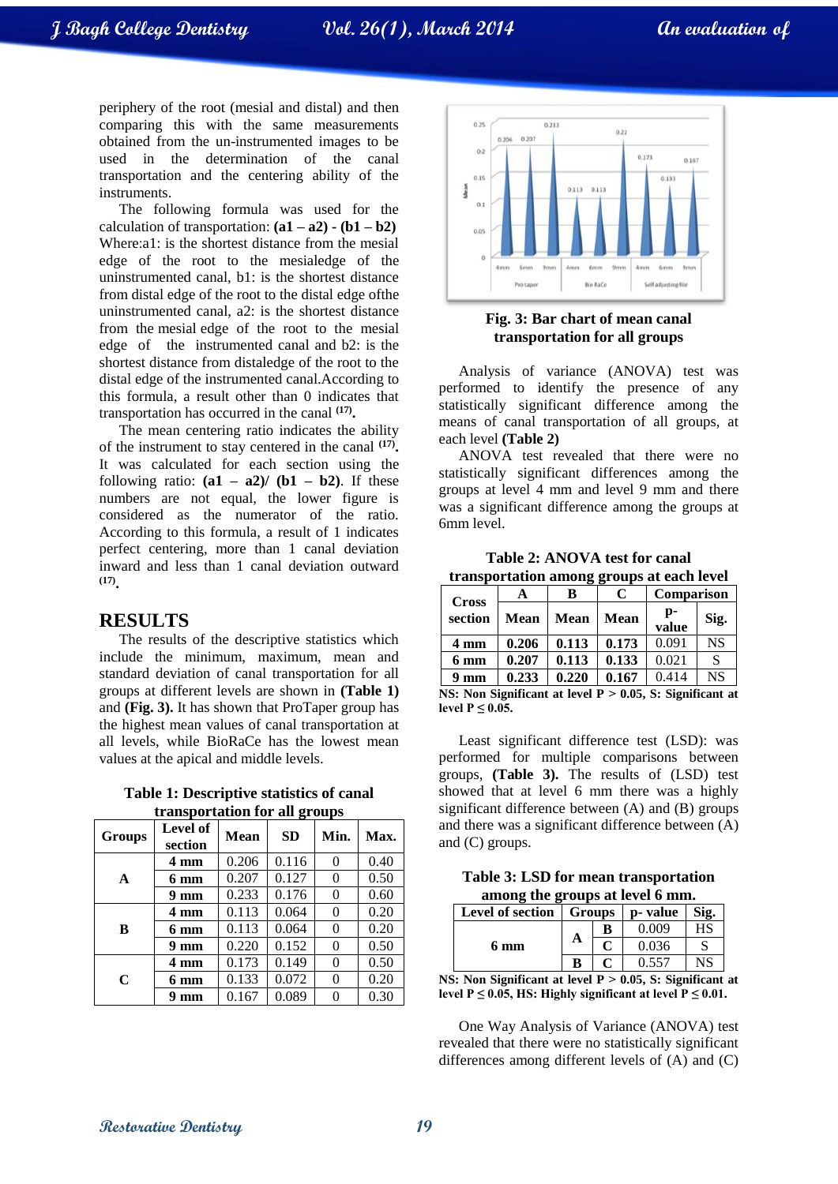periphery of the root (mesial and distal) and then comparing this with the same measurements obtained from the un-instrumented images to be used in the determination of the canal transportation and the centering ability of the instruments.

The following formula was used for the calculation of transportation: **(a1 – a2) - (b1 – b2)** Where:a1: is the shortest distance from the mesial edge of the root to the mesialedge of the uninstrumented canal, b1: is the shortest distance from distal edge of the root to the distal edge ofthe uninstrumented canal, a2: is the shortest distance from the mesial edge of the root to the mesial edge of the instrumented canal and b2: is the shortest distance from distaledge of the root to the distal edge of the instrumented canal.According to this formula, a result other than 0 indicates that transportation has occurred in the canal **[17].**

The mean centering ratio indicates the ability of the instrument to stay centered in the canal **[17].** It was calculated for each section using the following ratio: **(a1 – a2)/ (b1 – b2)**. If these numbers are not equal, the lower figure is considered as the numerator of the ratio. According to this formula, a result of 1 indicates perfect centering, more than 1 canal deviation inward and less than 1 canal deviation outward **[17].**

## RESULTS

The results of the descriptive statistics which include the minimum, maximum, mean and standard deviation of canal transportation for all groups at different levels are shown in **(Table 1)** and **(Fig. 3).** It has shown that ProTaper group has the highest mean values of canal transportation at all levels, while BioRaCe has the lowest mean values at the apical and middle levels.

**Table 1: Descriptive statistics of canal transportation for all groups**

| Groups | Level of section | Mean | SD | Min. | Max. |
|---|---|---|---|---|---|
| A | 4 mm | 0.206 | 0.116 | 0 | 0.40 |
| | 6 mm | 0.207 | 0.127 | 0 | 0.50 |
| | 9 mm | 0.233 | 0.176 | 0 | 0.60 |
| B | 4 mm | 0.113 | 0.064 | 0 | 0.20 |
| | 6 mm | 0.113 | 0.064 | 0 | 0.20 |
| | 9 mm | 0.220 | 0.152 | 0 | 0.50 |
| C | 4 mm | 0.173 | 0.149 | 0 | 0.50 |
| | 6 mm | 0.133 | 0.072 | 0 | 0.20 |
| | 9 mm | 0.167 | 0.089 | 0 | 0.30 |

**Fig. 3: Bar chart of mean canal transportation for all groups**

Analysis of variance (ANOVA) test was performed to identify the presence of any statistically significant difference among the means of canal transportation of all groups, at each level **(Table 2)**

ANOVA test revealed that there were no statistically significant differences among the groups at level 4 mm and level 9 mm and there was a significant difference among the groups at 6mm level.

**Table 2: ANOVA test for canal transportation among groups at each level**

| Cross section | A | B | C | Comparison | |
|---|---|---|---|---|---|
| | Mean | Mean | Mean | p-value | Sig. |
| 4 mm | 0.206 | 0.113 | 0.173 | 0.091 | NS |
| 6 mm | 0.207 | 0.113 | 0.133 | 0.021 | S |
| 9 mm | 0.233 | 0.220 | 0.167 | 0.414 | NS |

**NS: Non Significant at level $P > 0.05$, S: Significant at level $P \leq 0.05$.**

Least significant difference test (LSD): was performed for multiple comparisons between groups, **(Table 3).** The results of (LSD) test showed that at level 6 mm there was a highly significant difference between (A) and (B) groups and there was a significant difference between (A) and (C) groups.

**Table 3: LSD for mean transportation among the groups at level 6 mm.**

| Level of section | Groups | | p- value | Sig. |
|---|---|---|---|---|
| 6 mm | A | B | 0.009 | HS |
| | | C | 0.036 | S |
| | B | C | 0.557 | NS |

**NS: Non Significant at level $P > 0.05$, S: Significant at level $P \leq 0.05$, HS: Highly significant at level $P \leq 0.01$.**

One Way Analysis of Variance (ANOVA) test revealed that there were no statistically significant differences among different levels of (A) and (C)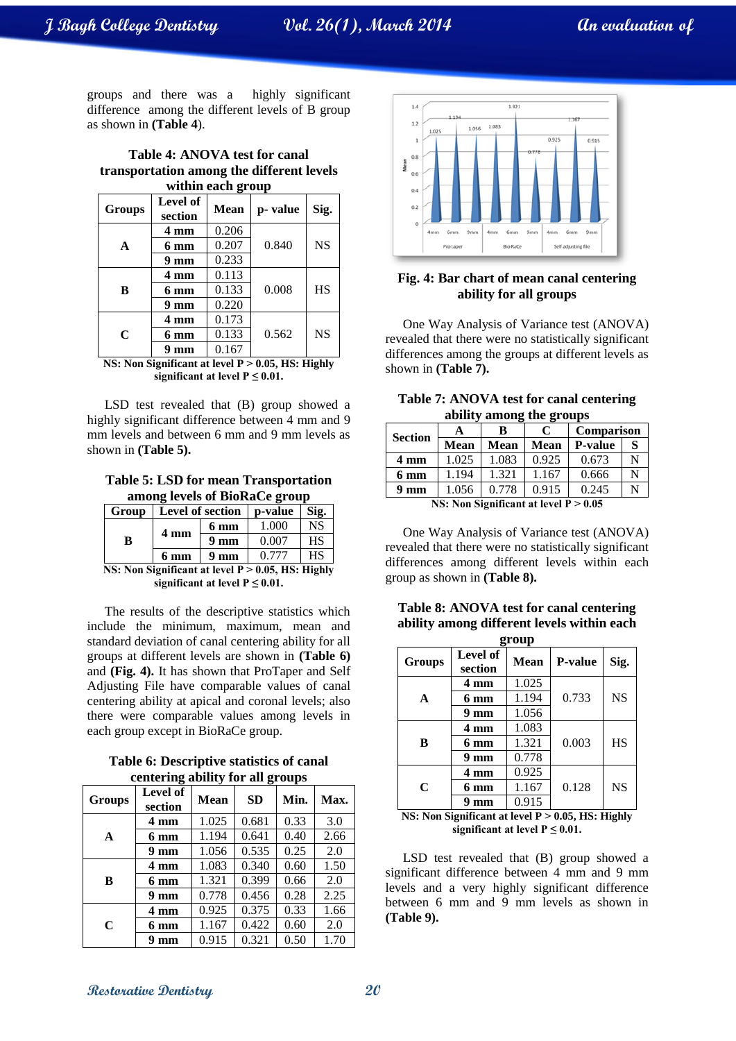groups and there was a highly significant difference among the different levels of B group as shown in **(Table 4**).

**Table 4: ANOVA test for canal transportation among the different levels within each group**

| Groups | Level of section | Mean | p- value | Sig. |
|---|---|---|---|---|
| A | 4 mm | 0.206 | 0.840 | NS |
| | 6 mm | 0.207 | | |
| | 9 mm | 0.233 | | |
| B | 4 mm | 0.113 | 0.008 | HS |
| | 6 mm | 0.133 | | |
| | 9 mm | 0.220 | | |
| C | 4 mm | 0.173 | 0.562 | NS |
| | 6 mm | 0.133 | | |
| | 9 mm | 0.167 | | |

**NS: Non Significant at level P > 0.05, HS: Highly significant at level P ≤ 0.01.**

LSD test revealed that (B) group showed a highly significant difference between 4 mm and 9 mm levels and between 6 mm and 9 mm levels as shown in **(Table 5).**

**Table 5: LSD for mean Transportation among levels of BioRaCe group**

| Group | Level of section | | p-value | Sig. |
|---|---|---|---|---|
| B | 4 mm | 6 mm | 1.000 | NS |
| | | 9 mm | 0.007 | HS |
| | 6 mm | 9 mm | 0.777 | HS |

**NS: Non Significant at level P > 0.05, HS: Highly significant at level P ≤ 0.01.**

The results of the descriptive statistics which include the minimum, maximum, mean and standard deviation of canal centering ability for all groups at different levels are shown in **(Table 6)** and **(Fig. 4).** It has shown that ProTaper and Self Adjusting File have comparable values of canal centering ability at apical and coronal levels; also there were comparable values among levels in each group except in BioRaCe group.

**Table 6: Descriptive statistics of canal centering ability for all groups**

| Groups | Level of section | Mean | SD | Min. | Max. |
|---|---|---|---|---|---|
| A | 4 mm | 1.025 | 0.681 | 0.33 | 3.0 |
| | 6 mm | 1.194 | 0.641 | 0.40 | 2.66 |
| | 9 mm | 1.056 | 0.535 | 0.25 | 2.0 |
| B | 4 mm | 1.083 | 0.340 | 0.60 | 1.50 |
| | 6 mm | 1.321 | 0.399 | 0.66 | 2.0 |
| | 9 mm | 0.778 | 0.456 | 0.28 | 2.25 |
| C | 4 mm | 0.925 | 0.375 | 0.33 | 1.66 |
| | 6 mm | 1.167 | 0.422 | 0.60 | 2.0 |
| | 9 mm | 0.915 | 0.321 | 0.50 | 1.70 |

**Fig. 4: Bar chart of mean canal centering ability for all groups**

One Way Analysis of Variance test (ANOVA) revealed that there were no statistically significant differences among the groups at different levels as shown in **(Table 7).**

**Table 7: ANOVA test for canal centering ability among the groups**

| Section | A | B | C | Comparison | |
|---|---|---|---|---|---|
| | Mean | Mean | Mean | P-value | S |
| 4 mm | 1.025 | 1.083 | 0.925 | 0.673 | N |
| 6 mm | 1.194 | 1.321 | 1.167 | 0.666 | N |
| 9 mm | 1.056 | 0.778 | 0.915 | 0.245 | N |

**NS: Non Significant at level P > 0.05**

One Way Analysis of Variance test (ANOVA) revealed that there were no statistically significant differences among different levels within each group as shown in **(Table 8).**

**Table 8: ANOVA test for canal centering ability among different levels within each group**

| Groups | Level of section | Mean | P-value | Sig. |
|---|---|---|---|---|
| A | 4 mm | 1.025 | 0.733 | NS |
| | 6 mm | 1.194 | | |
| | 9 mm | 1.056 | | |
| B | 4 mm | 1.083 | 0.003 | HS |
| | 6 mm | 1.321 | | |
| | 9 mm | 0.778 | | |
| C | 4 mm | 0.925 | 0.128 | NS |
| | 6 mm | 1.167 | | |
| | 9 mm | 0.915 | | |

**NS: Non Significant at level P > 0.05, HS: Highly significant at level P ≤ 0.01.**

LSD test revealed that (B) group showed a significant difference between 4 mm and 9 mm levels and a very highly significant difference between 6 mm and 9 mm levels as shown in **(Table 9).**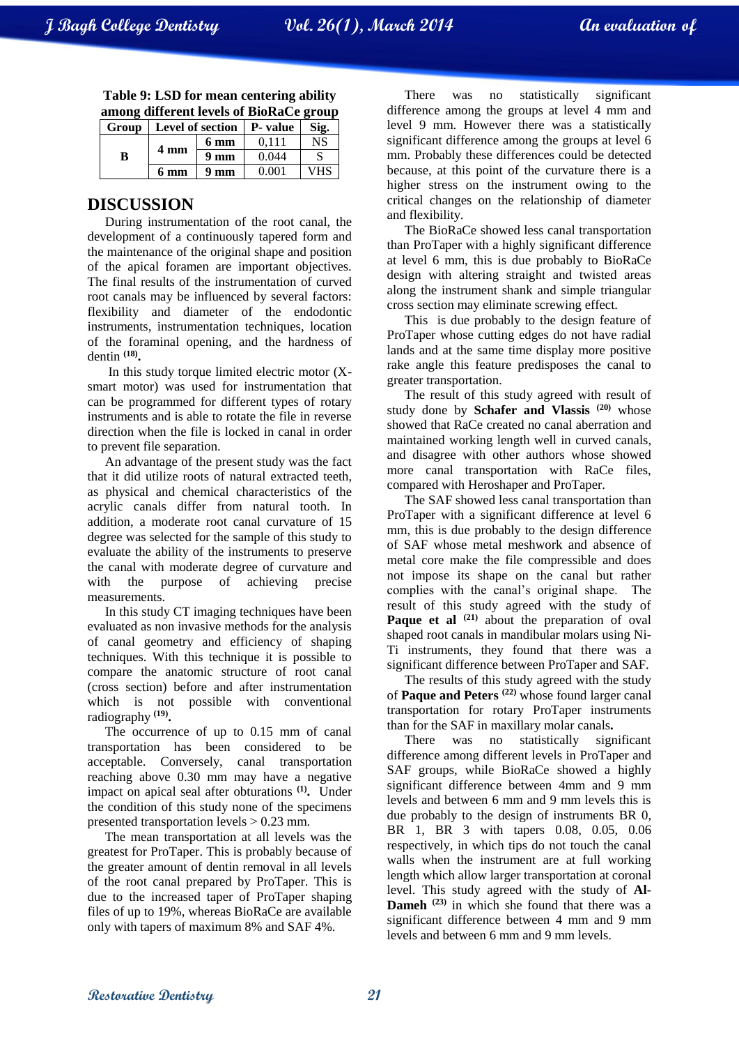**Table 9: LSD for mean centering ability among different levels of BioRaCe group**

| Group | Level of section | | P- value | Sig. |
|---|---|---|---|---|
| B | 4 mm | 6 mm | 0,111 | NS |
| | | 9 mm | 0.044 | S |
| | 6 mm | 9 mm | 0.001 | VHS |

## DISCUSSION

During instrumentation of the root canal, the development of a continuously tapered form and the maintenance of the original shape and position of the apical foramen are important objectives. The final results of the instrumentation of curved root canals may be influenced by several factors: flexibility and diameter of the endodontic instruments, instrumentation techniques, location of the foraminal opening, and the hardness of dentin [18].

In this study torque limited electric motor (X-smart motor) was used for instrumentation that can be programmed for different types of rotary instruments and is able to rotate the file in reverse direction when the file is locked in canal in order to prevent file separation.

An advantage of the present study was the fact that it did utilize roots of natural extracted teeth, as physical and chemical characteristics of the acrylic canals differ from natural tooth. In addition, a moderate root canal curvature of 15 degree was selected for the sample of this study to evaluate the ability of the instruments to preserve the canal with moderate degree of curvature and with the purpose of achieving precise measurements.

In this study CT imaging techniques have been evaluated as non invasive methods for the analysis of canal geometry and efficiency of shaping techniques. With this technique it is possible to compare the anatomic structure of root canal (cross section) before and after instrumentation which is not possible with conventional radiography [19].

The occurrence of up to 0.15 mm of canal transportation has been considered to be acceptable. Conversely, canal transportation reaching above 0.30 mm may have a negative impact on apical seal after obturations [1]. Under the condition of this study none of the specimens presented transportation levels > 0.23 mm.

The mean transportation at all levels was the greatest for ProTaper. This is probably because of the greater amount of dentin removal in all levels of the root canal prepared by ProTaper. This is due to the increased taper of ProTaper shaping files of up to 19%, whereas BioRaCe are available only with tapers of maximum 8% and SAF 4%.

There was no statistically significant difference among the groups at level 4 mm and level 9 mm. However there was a statistically significant difference among the groups at level 6 mm. Probably these differences could be detected because, at this point of the curvature there is a higher stress on the instrument owing to the critical changes on the relationship of diameter and flexibility.

The BioRaCe showed less canal transportation than ProTaper with a highly significant difference at level 6 mm, this is due probably to BioRaCe design with altering straight and twisted areas along the instrument shank and simple triangular cross section may eliminate screwing effect.

This is due probably to the design feature of ProTaper whose cutting edges do not have radial lands and at the same time display more positive rake angle this feature predisposes the canal to greater transportation.

The result of this study agreed with result of study done by **Schafer and Vlassis** [20] whose showed that RaCe created no canal aberration and maintained working length well in curved canals, and disagree with other authors whose showed more canal transportation with RaCe files, compared with Heroshaper and ProTaper.

The SAF showed less canal transportation than ProTaper with a significant difference at level 6 mm, this is due probably to the design difference of SAF whose metal meshwork and absence of metal core make the file compressible and does not impose its shape on the canal but rather complies with the canal's original shape. The result of this study agreed with the study of **Paque et al** [21] about the preparation of oval shaped root canals in mandibular molars using Ni-Ti instruments, they found that there was a significant difference between ProTaper and SAF.

The results of this study agreed with the study of **Paque and Peters** [22] whose found larger canal transportation for rotary ProTaper instruments than for the SAF in maxillary molar canals.

There was no statistically significant difference among different levels in ProTaper and SAF groups, while BioRaCe showed a highly significant difference between 4mm and 9 mm levels and between 6 mm and 9 mm levels this is due probably to the design of instruments BR 0, BR 1, BR 3 with tapers 0.08, 0.05, 0.06 respectively, in which tips do not touch the canal walls when the instrument are at full working length which allow larger transportation at coronal level. This study agreed with the study of **Al-Dameh** [23] in which she found that there was a significant difference between 4 mm and 9 mm levels and between 6 mm and 9 mm levels.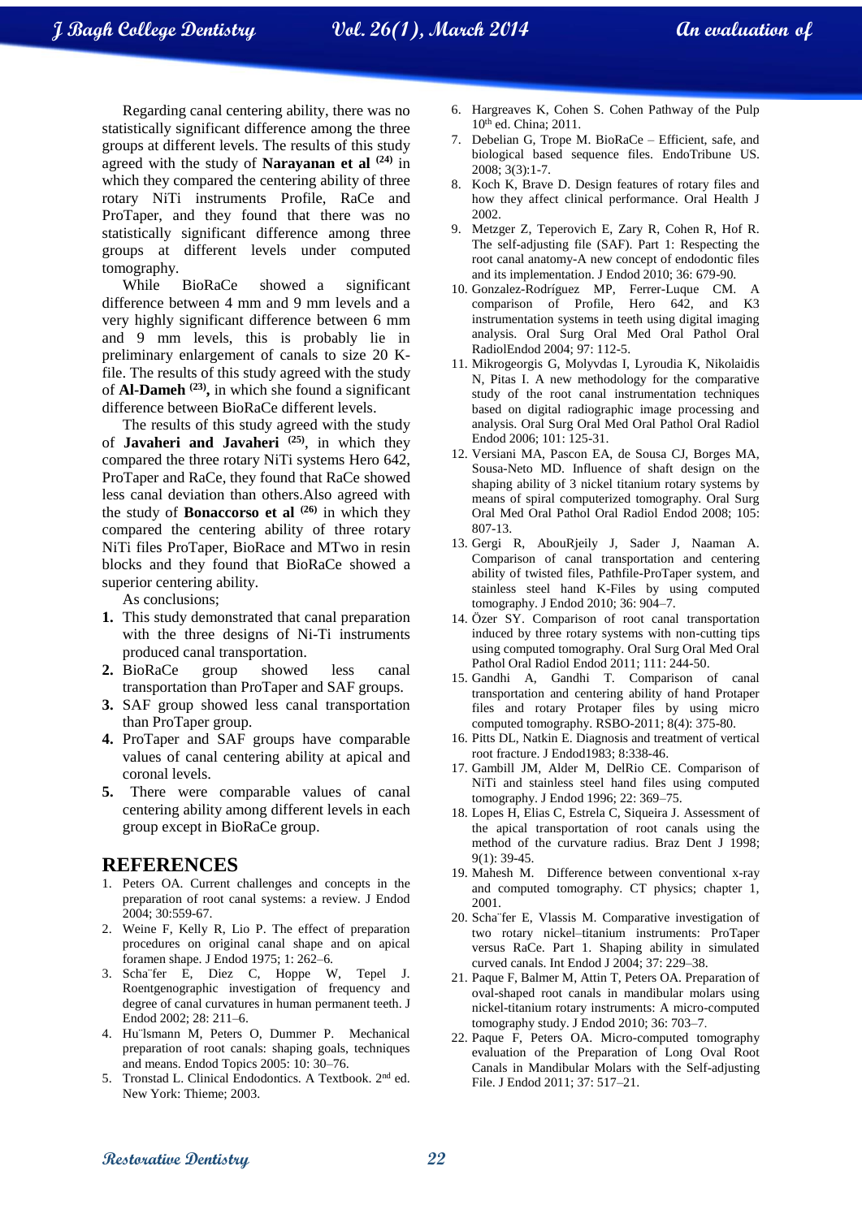Regarding canal centering ability, there was no statistically significant difference among the three groups at different levels. The results of this study agreed with the study of **Narayanan et al** [(24)] in which they compared the centering ability of three rotary NiTi instruments Profile, RaCe and ProTaper, and they found that there was no statistically significant difference among three groups at different levels under computed tomography.

While BioRaCe showed a significant difference between 4 mm and 9 mm levels and a very highly significant difference between 6 mm and 9 mm levels, this is probably lie in preliminary enlargement of canals to size 20 K-file. The results of this study agreed with the study of **Al-Dameh** [(23)]**,** in which she found a significant difference between BioRaCe different levels.

The results of this study agreed with the study of **Javaheri and Javaheri** [(25)], in which they compared the three rotary NiTi systems Hero 642, ProTaper and RaCe, they found that RaCe showed less canal deviation than others.Also agreed with the study of **Bonaccorso et al** [(26)] in which they compared the centering ability of three rotary NiTi files ProTaper, BioRace and MTwo in resin blocks and they found that BioRaCe showed a superior centering ability.

As conclusions;

1. This study demonstrated that canal preparation with the three designs of Ni-Ti instruments produced canal transportation.
2. BioRaCe group showed less canal transportation than ProTaper and SAF groups.
3. SAF group showed less canal transportation than ProTaper group.
4. ProTaper and SAF groups have comparable values of canal centering ability at apical and coronal levels.
5. There were comparable values of canal centering ability among different levels in each group except in BioRaCe group.

## REFERENCES

1. Peters OA. Current challenges and concepts in the preparation of root canal systems: a review. J Endod 2004; 30:559-67.
2. Weine F, Kelly R, Lio P. The effect of preparation procedures on original canal shape and on apical foramen shape. J Endod 1975; 1: 262–6.
3. Scha¨fer E, Diez C, Hoppe W, Tepel J. Roentgenographic investigation of frequency and degree of canal curvatures in human permanent teeth. J Endod 2002; 28: 211–6.
4. Hu¨lsmann M, Peters O, Dummer P. Mechanical preparation of root canals: shaping goals, techniques and means. Endod Topics 2005: 10: 30–76.
5. Tronstad L. Clinical Endodontics. A Textbook. 2nd ed. New York: Thieme; 2003.
6. Hargreaves K, Cohen S. Cohen Pathway of the Pulp 10th ed. China; 2011.
7. Debelian G, Trope M. BioRaCe – Efficient, safe, and biological based sequence files. EndoTribune US. 2008; 3(3):1-7.
8. Koch K, Brave D. Design features of rotary files and how they affect clinical performance. Oral Health J 2002.
9. Metzger Z, Teperovich E, Zary R, Cohen R, Hof R. The self-adjusting file (SAF). Part 1: Respecting the root canal anatomy-A new concept of endodontic files and its implementation. J Endod 2010; 36: 679-90.
10. Gonzalez-Rodríguez MP, Ferrer-Luque CM. A comparison of Profile, Hero 642, and K3 instrumentation systems in teeth using digital imaging analysis. Oral Surg Oral Med Oral Pathol Oral RadiolEndod 2004; 97: 112-5.
11. Mikrogeorgis G, Molyvdas I, Lyroudia K, Nikolaidis N, Pitas I. A new methodology for the comparative study of the root canal instrumentation techniques based on digital radiographic image processing and analysis. Oral Surg Oral Med Oral Pathol Oral Radiol Endod 2006; 101: 125-31.
12. Versiani MA, Pascon EA, de Sousa CJ, Borges MA, Sousa-Neto MD. Influence of shaft design on the shaping ability of 3 nickel titanium rotary systems by means of spiral computerized tomography. Oral Surg Oral Med Oral Pathol Oral Radiol Endod 2008; 105: 807-13.
13. Gergi R, AbouRjeily J, Sader J, Naaman A. Comparison of canal transportation and centering ability of twisted files, Pathfile-ProTaper system, and stainless steel hand K-Files by using computed tomography. J Endod 2010; 36: 904–7.
14. Özer SY. Comparison of root canal transportation induced by three rotary systems with non-cutting tips using computed tomography. Oral Surg Oral Med Oral Pathol Oral Radiol Endod 2011; 111: 244-50.
15. Gandhi A, Gandhi T. Comparison of canal transportation and centering ability of hand Protaper files and rotary Protaper files by using micro computed tomography. RSBO-2011; 8(4): 375-80.
16. Pitts DL, Natkin E. Diagnosis and treatment of vertical root fracture. J Endod1983; 8:338-46.
17. Gambill JM, Alder M, DelRio CE. Comparison of NiTi and stainless steel hand files using computed tomography. J Endod 1996; 22: 369–75.
18. Lopes H, Elias C, Estrela C, Siqueira J. Assessment of the apical transportation of root canals using the method of the curvature radius. Braz Dent J 1998; 9(1): 39-45.
19. Mahesh M. Difference between conventional x-ray and computed tomography. CT physics; chapter 1, 2001.
20. Scha¨fer E, Vlassis M. Comparative investigation of two rotary nickel–titanium instruments: ProTaper versus RaCe. Part 1. Shaping ability in simulated curved canals. Int Endod J 2004; 37: 229–38.
21. Paque F, Balmer M, Attin T, Peters OA. Preparation of oval-shaped root canals in mandibular molars using nickel-titanium rotary instruments: A micro-computed tomography study. J Endod 2010; 36: 703–7.
22. Paque F, Peters OA. Micro-computed tomography evaluation of the Preparation of Long Oval Root Canals in Mandibular Molars with the Self-adjusting File. J Endod 2011; 37: 517–21.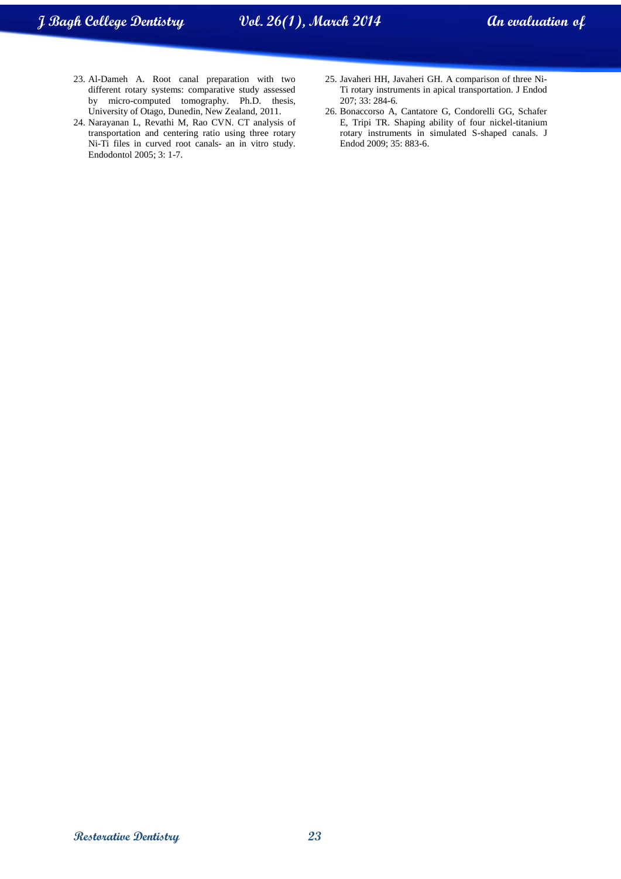23. Al-Dameh A. Root canal preparation with two different rotary systems: comparative study assessed by micro-computed tomography. Ph.D. thesis, University of Otago, Dunedin, New Zealand, 2011.
24. Narayanan L, Revathi M, Rao CVN. CT analysis of transportation and centering ratio using three rotary Ni-Ti files in curved root canals- an in vitro study. Endodontol 2005; 3: 1-7.
25. Javaheri HH, Javaheri GH. A comparison of three Ni-Ti rotary instruments in apical transportation. J Endod 207; 33: 284-6.
26. Bonaccorso A, Cantatore G, Condorelli GG, Schafer E, Tripi TR. Shaping ability of four nickel-titanium rotary instruments in simulated S-shaped canals. J Endod 2009; 35: 883-6.